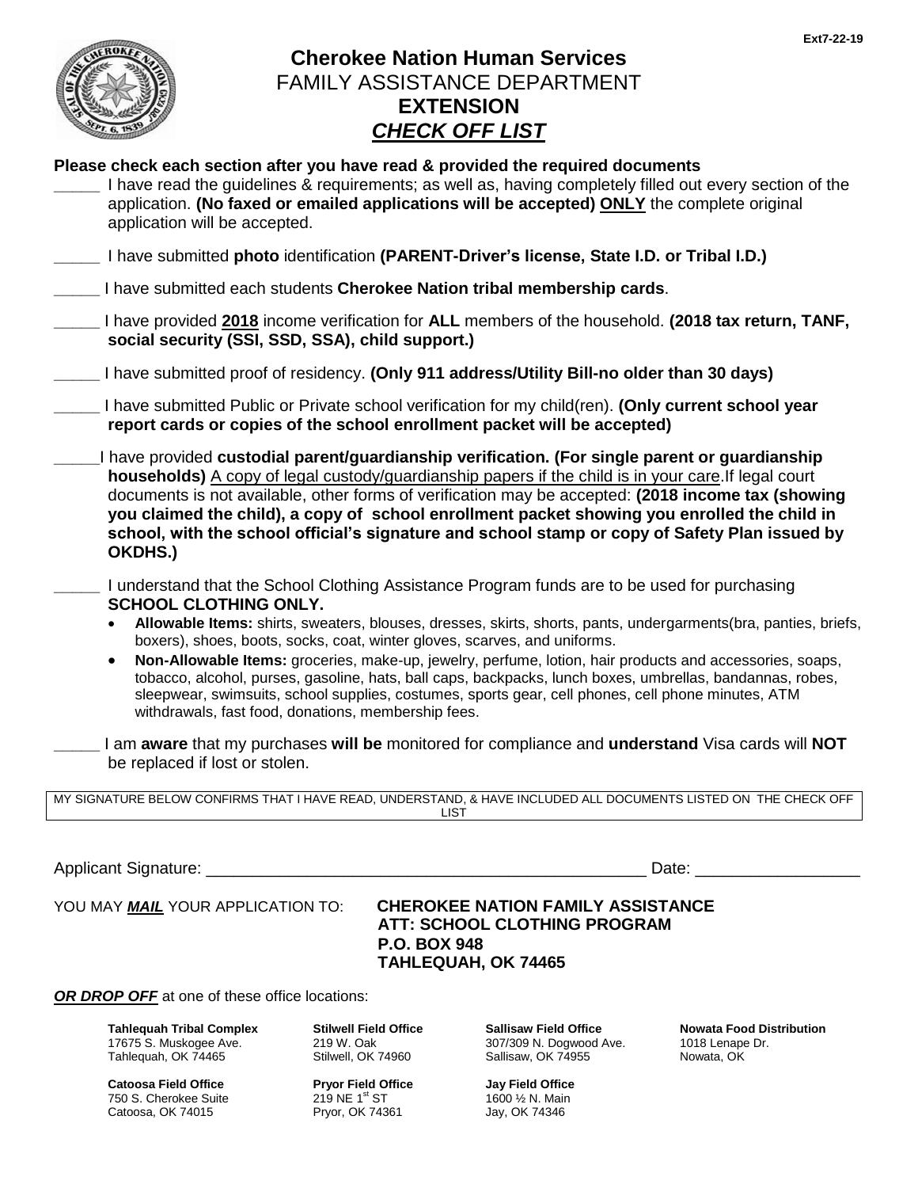Ext7-22-19

# Cherokee Nation Human Services

## FAMILY ASSISTANCE DEPARTMENT

## EXTENSION

## ***CHECK OFF LIST***

**Please check each section after you have read & provided the required documents**

_____ I have read the guidelines & requirements; as well as, having completely filled out every section of the application. **(No faxed or emailed applications will be accepted) ONLY** the complete original application will be accepted.

_____ I have submitted **photo** identification **(PARENT-Driver's license, State I.D. or Tribal I.D.)**

_____ I have submitted each students **Cherokee Nation tribal membership cards**.

_____ I have provided **2018** income verification for **ALL** members of the household. **(2018 tax return, TANF, social security (SSI, SSD, SSA), child support.)**

_____ I have submitted proof of residency. **(Only 911 address/Utility Bill-no older than 30 days)**

_____ I have submitted Public or Private school verification for my child(ren). **(Only current school year report cards or copies of the school enrollment packet will be accepted)**

_____I have provided **custodial parent/guardianship verification. (For single parent or guardianship households)** A copy of legal custody/guardianship papers if the child is in your care.If legal court documents is not available, other forms of verification may be accepted: **(2018 income tax (showing you claimed the child), a copy of school enrollment packet showing you enrolled the child in school, with the school official's signature and school stamp or copy of Safety Plan issued by OKDHS.)**

_____ I understand that the School Clothing Assistance Program funds are to be used for purchasing **SCHOOL CLOTHING ONLY.**

- **Allowable Items:** shirts, sweaters, blouses, dresses, skirts, shorts, pants, undergarments(bra, panties, briefs, boxers), shoes, boots, socks, coat, winter gloves, scarves, and uniforms.
- **Non-Allowable Items:** groceries, make-up, jewelry, perfume, lotion, hair products and accessories, soaps, tobacco, alcohol, purses, gasoline, hats, ball caps, backpacks, lunch boxes, umbrellas, bandannas, robes, sleepwear, swimsuits, school supplies, costumes, sports gear, cell phones, cell phone minutes, ATM withdrawals, fast food, donations, membership fees.

_____ I am **aware** that my purchases **will be** monitored for compliance and **understand** Visa cards will **NOT** be replaced if lost or stolen.

MY SIGNATURE BELOW CONFIRMS THAT I HAVE READ, UNDERSTAND, & HAVE INCLUDED ALL DOCUMENTS LISTED ON THE CHECK OFF LIST

Applicant Signature: ________________________________________________ Date: _________________

YOU MAY ***MAIL*** YOUR APPLICATION TO: **CHEROKEE NATION FAMILY ASSISTANCE**
**ATT: SCHOOL CLOTHING PROGRAM**
**P.O. BOX 948**
**TAHLEQUAH, OK 74465**

***OR DROP OFF*** at one of these office locations:

**Tahlequah Tribal Complex**
17675 S. Muskogee Ave.
Tahlequah, OK 74465

**Stilwell Field Office**
219 W. Oak
Stilwell, OK 74960

**Sallisaw Field Office**
307/309 N. Dogwood Ave.
Sallisaw, OK 74955

**Nowata Food Distribution**
1018 Lenape Dr.
Nowata, OK

**Catoosa Field Office**
750 S. Cherokee Suite
Catoosa, OK 74015

**Pryor Field Office**
219 NE 1st ST
Pryor, OK 74361

**Jay Field Office**
1600 ½ N. Main
Jay, OK 74346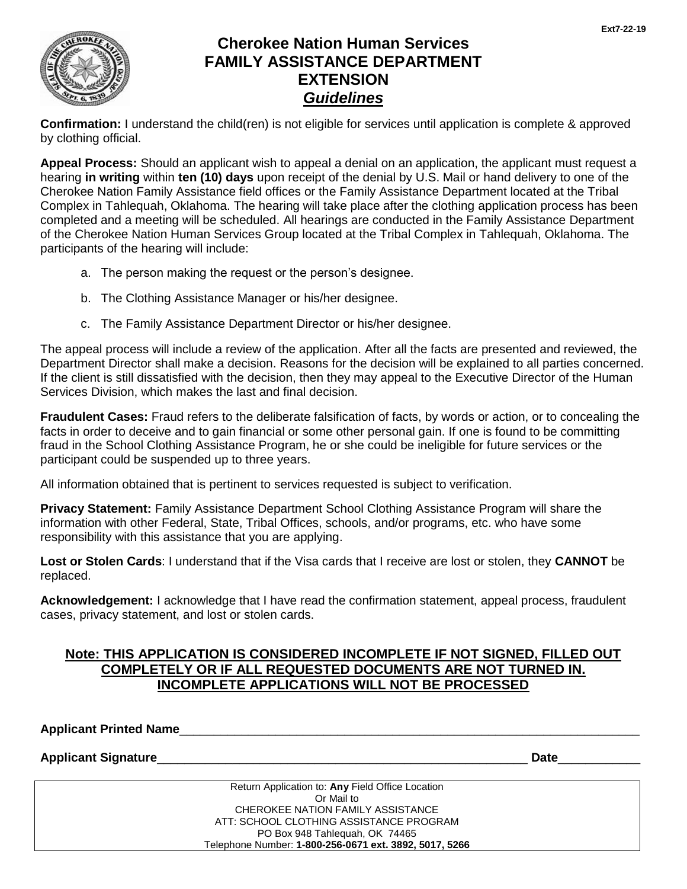# Cherokee Nation Human Services
# FAMILY ASSISTANCE DEPARTMENT
# EXTENSION
## *Guidelines*

**Confirmation:** I understand the child(ren) is not eligible for services until application is complete & approved by clothing official.

**Appeal Process:** Should an applicant wish to appeal a denial on an application, the applicant must request a hearing **in writing** within **ten (10) days** upon receipt of the denial by U.S. Mail or hand delivery to one of the Cherokee Nation Family Assistance field offices or the Family Assistance Department located at the Tribal Complex in Tahlequah, Oklahoma. The hearing will take place after the clothing application process has been completed and a meeting will be scheduled. All hearings are conducted in the Family Assistance Department of the Cherokee Nation Human Services Group located at the Tribal Complex in Tahlequah, Oklahoma. The participants of the hearing will include:

a. The person making the request or the person's designee.

b. The Clothing Assistance Manager or his/her designee.

c. The Family Assistance Department Director or his/her designee.

The appeal process will include a review of the application. After all the facts are presented and reviewed, the Department Director shall make a decision. Reasons for the decision will be explained to all parties concerned. If the client is still dissatisfied with the decision, then they may appeal to the Executive Director of the Human Services Division, which makes the last and final decision.

**Fraudulent Cases:** Fraud refers to the deliberate falsification of facts, by words or action, or to concealing the facts in order to deceive and to gain financial or some other personal gain. If one is found to be committing fraud in the School Clothing Assistance Program, he or she could be ineligible for future services or the participant could be suspended up to three years.

All information obtained that is pertinent to services requested is subject to verification.

**Privacy Statement:** Family Assistance Department School Clothing Assistance Program will share the information with other Federal, State, Tribal Offices, schools, and/or programs, etc. who have some responsibility with this assistance that you are applying.

**Lost or Stolen Cards**: I understand that if the Visa cards that I receive are lost or stolen, they **CANNOT** be replaced.

**Acknowledgement:** I acknowledge that I have read the confirmation statement, appeal process, fraudulent cases, privacy statement, and lost or stolen cards.

**Note: THIS APPLICATION IS CONSIDERED INCOMPLETE IF NOT SIGNED, FILLED OUT COMPLETELY OR IF ALL REQUESTED DOCUMENTS ARE NOT TURNED IN. INCOMPLETE APPLICATIONS WILL NOT BE PROCESSED**

**Applicant Printed Name**_______________________________________________

**Applicant Signature**_______________________________________ **Date**____________

Return Application to: **Any** Field Office Location
Or Mail to
CHEROKEE NATION FAMILY ASSISTANCE
ATT: SCHOOL CLOTHING ASSISTANCE PROGRAM
PO Box 948 Tahlequah, OK 74465
Telephone Number: **1-800-256-0671 ext. 3892, 5017, 5266**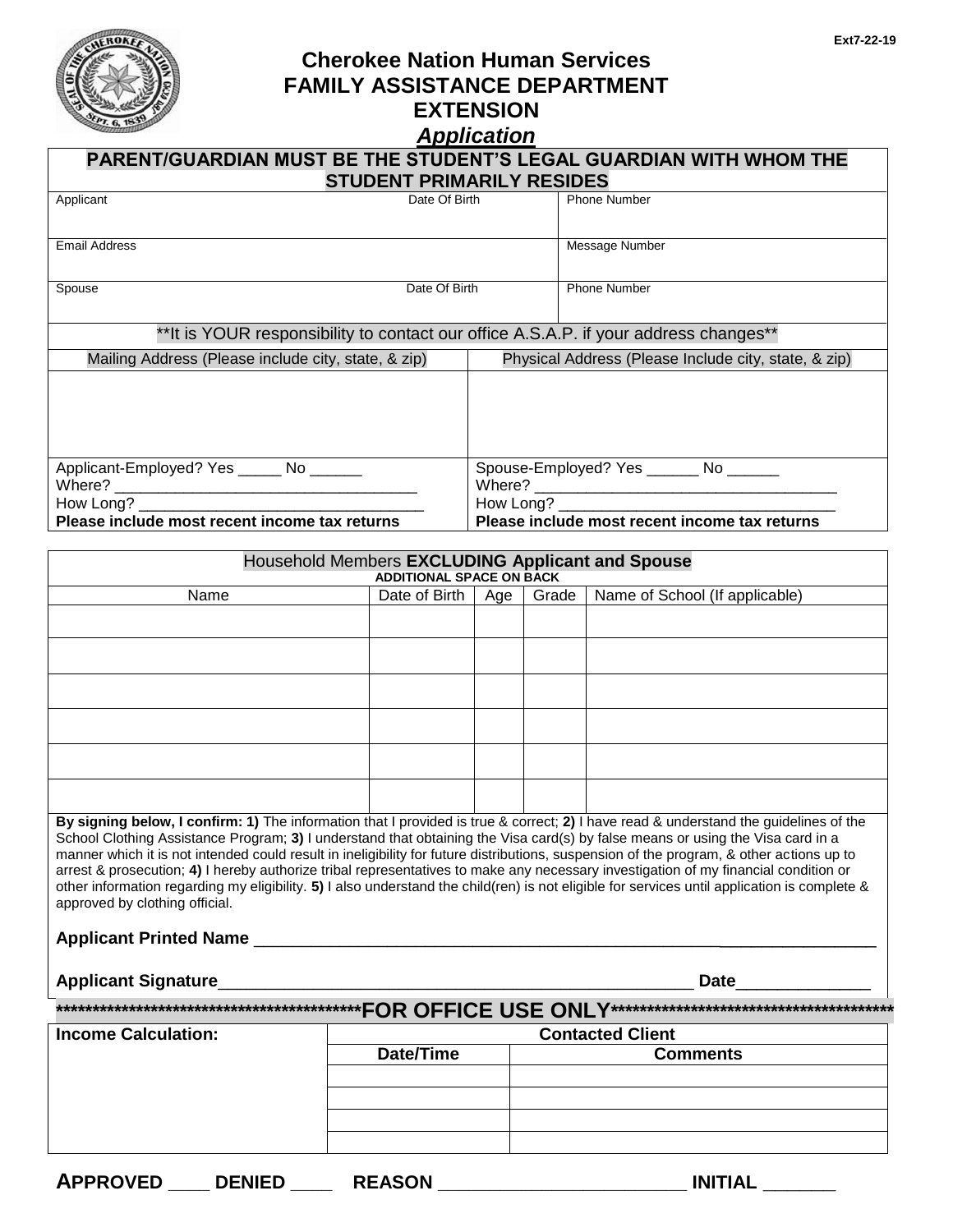Ext7-22-19

# Cherokee Nation Human Services
# FAMILY ASSISTANCE DEPARTMENT
# EXTENSION
## ***Application***

**PARENT/GUARDIAN MUST BE THE STUDENT'S LEGAL GUARDIAN WITH WHOM THE STUDENT PRIMARILY RESIDES**

| Applicant | Date Of Birth | Phone Number |
|---|---|---|
| Email Address | | Message Number |
| Spouse | Date Of Birth | Phone Number |

**It is YOUR responsibility to contact our office A.S.A.P. if your address changes**

| Mailing Address (Please include city, state, & zip) | Physical Address (Please Include city, state, & zip) |
|---|---|
| | |
| Applicant-Employed? Yes _____ No ______<br>Where? ___________________________________<br>How Long? ________________________________<br>**Please include most recent income tax returns** | Spouse-Employed? Yes ______ No ______<br>Where? ___________________________________<br>How Long? ________________________________<br>**Please include most recent income tax returns** |

Household Members **EXCLUDING Applicant and Spouse**
**ADDITIONAL SPACE ON BACK**

| Name | Date of Birth | Age | Grade | Name of School (If applicable) |
|---|---|---|---|---|
| | | | | |
| | | | | |
| | | | | |
| | | | | |
| | | | | |
| | | | | |

**By signing below, I confirm: 1)** The information that I provided is true & correct; **2)** I have read & understand the guidelines of the School Clothing Assistance Program; **3)** I understand that obtaining the Visa card(s) by false means or using the Visa card in a manner which it is not intended could result in ineligibility for future distributions, suspension of the program, & other actions up to arrest & prosecution; **4)** I hereby authorize tribal representatives to make any necessary investigation of my financial condition or other information regarding my eligibility. **5)** I also understand the child(ren) is not eligible for services until application is complete & approved by clothing official.

**Applicant Printed Name** ____________________________________________________________________

**Applicant Signature**____________________________________________________ **Date**______________

**FOR OFFICE USE ONLY**

| Income Calculation: | Contacted Client | |
|---|---|---|
| | **Date/Time** | **Comments** |
| | | |
| | | |
| | | |
| | | |

**APPROVED ____ DENIED ____ REASON ________________________ INITIAL _______**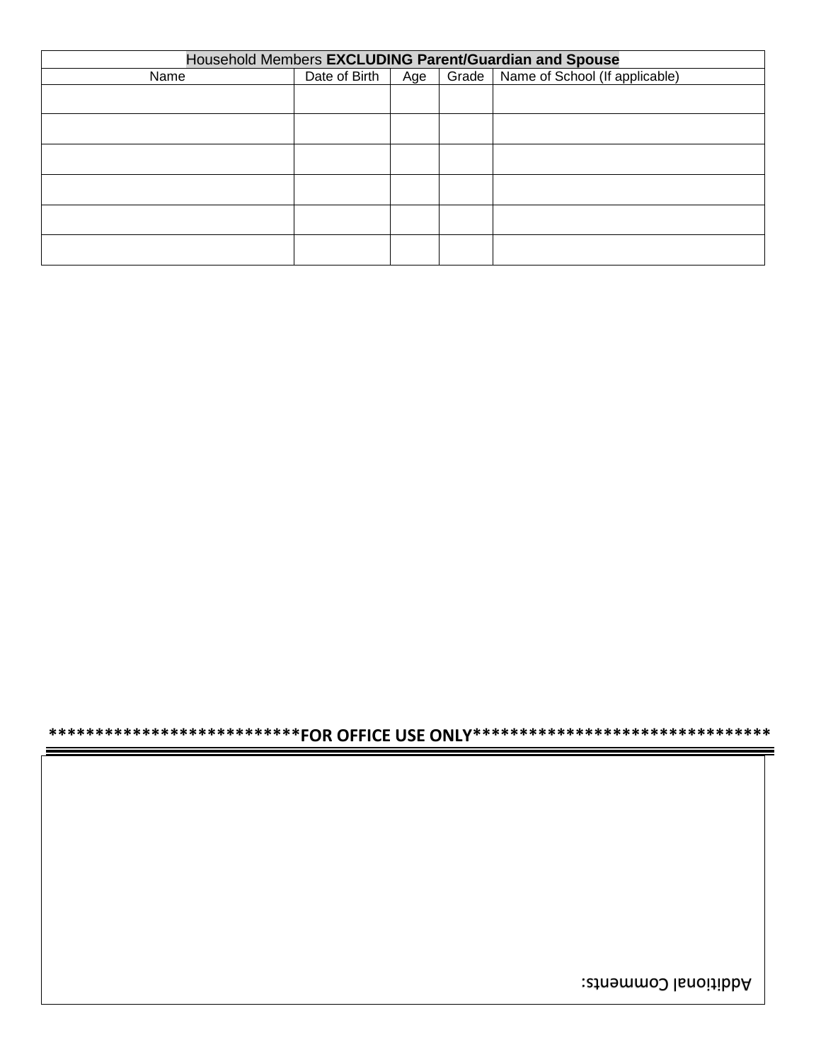| Household Members **EXCLUDING Parent/Guardian and Spouse** | | | | |
|---|---|---|---|---|
| Name | Date of Birth | Age | Grade | Name of School (If applicable) |
| | | | | |
| | | | | |
| | | | | |
| | | | | |
| | | | | |
| | | | | |

**\*\*\*\*\*\*\*\*\*\*\*\*\*\*\*\*\*\*\*\*\*\*\*\*\*\*\*FOR OFFICE USE ONLY\*\*\*\*\*\*\*\*\*\*\*\*\*\*\*\*\*\*\*\*\*\*\*\*\*\*\*\*\*\*\*\***

Additional Comments: